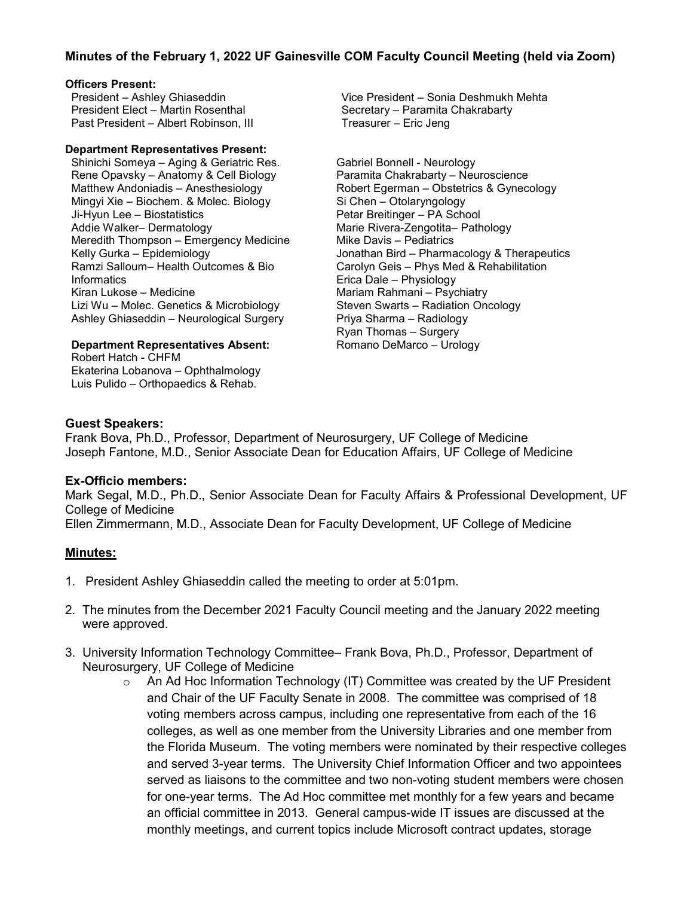## Minutes of the February 1, 2022 UF Gainesville COM Faculty Council Meeting (held via Zoom)

**Officers Present:**

President – Ashley Ghiaseddin
President Elect – Martin Rosenthal
Past President – Albert Robinson, III
Vice President – Sonia Deshmukh Mehta
Secretary – Paramita Chakrabarty
Treasurer – Eric Jeng

**Department Representatives Present:**

Shinichi Someya – Aging & Geriatric Res.
Rene Opavsky – Anatomy & Cell Biology
Matthew Andoniadis – Anesthesiology
Mingyi Xie – Biochem. & Molec. Biology
Ji-Hyun Lee – Biostatistics
Addie Walker– Dermatology
Meredith Thompson – Emergency Medicine
Kelly Gurka – Epidemiology
Ramzi Salloum– Health Outcomes & Bio Informatics
Kiran Lukose – Medicine
Lizi Wu – Molec. Genetics & Microbiology
Ashley Ghiaseddin – Neurological Surgery
Gabriel Bonnell - Neurology
Paramita Chakrabarty – Neuroscience
Robert Egerman – Obstetrics & Gynecology
Si Chen – Otolaryngology
Petar Breitinger – PA School
Marie Rivera-Zengotita– Pathology
Mike Davis – Pediatrics
Jonathan Bird – Pharmacology & Therapeutics
Carolyn Geis – Phys Med & Rehabilitation
Erica Dale – Physiology
Mariam Rahmani – Psychiatry
Steven Swarts – Radiation Oncology
Priya Sharma – Radiology
Ryan Thomas – Surgery
Romano DeMarco – Urology

**Department Representatives Absent:**

Robert Hatch - CHFM
Ekaterina Lobanova – Ophthalmology
Luis Pulido – Orthopaedics & Rehab.

**Guest Speakers:**

Frank Bova, Ph.D., Professor, Department of Neurosurgery, UF College of Medicine
Joseph Fantone, M.D., Senior Associate Dean for Education Affairs, UF College of Medicine

**Ex-Officio members:**

Mark Segal, M.D., Ph.D., Senior Associate Dean for Faculty Affairs & Professional Development, UF College of Medicine
Ellen Zimmermann, M.D., Associate Dean for Faculty Development, UF College of Medicine

**Minutes:**

1. President Ashley Ghiaseddin called the meeting to order at 5:01pm.

2. The minutes from the December 2021 Faculty Council meeting and the January 2022 meeting were approved.

3. University Information Technology Committee– Frank Bova, Ph.D., Professor, Department of Neurosurgery, UF College of Medicine
   - An Ad Hoc Information Technology (IT) Committee was created by the UF President and Chair of the UF Faculty Senate in 2008. The committee was comprised of 18 voting members across campus, including one representative from each of the 16 colleges, as well as one member from the University Libraries and one member from the Florida Museum. The voting members were nominated by their respective colleges and served 3-year terms. The University Chief Information Officer and two appointees served as liaisons to the committee and two non-voting student members were chosen for one-year terms. The Ad Hoc committee met monthly for a few years and became an official committee in 2013. General campus-wide IT issues are discussed at the monthly meetings, and current topics include Microsoft contract updates, storage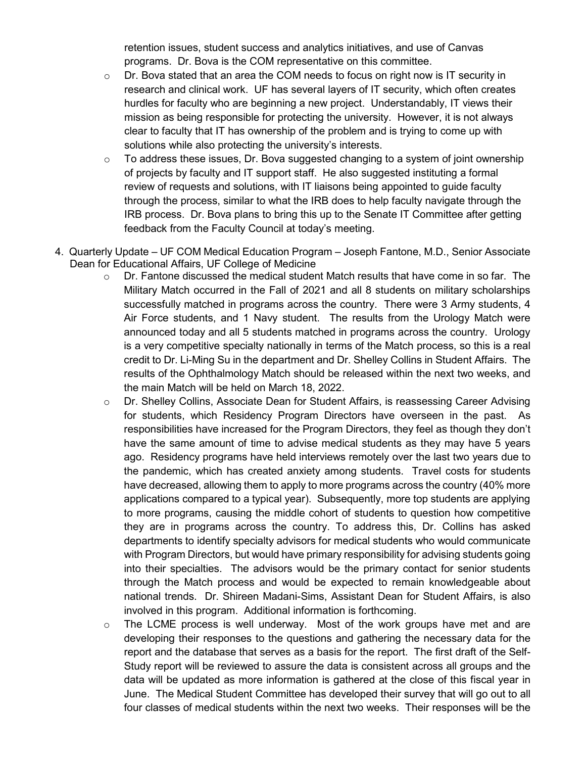retention issues, student success and analytics initiatives, and use of Canvas programs. Dr. Bova is the COM representative on this committee.

- Dr. Bova stated that an area the COM needs to focus on right now is IT security in research and clinical work. UF has several layers of IT security, which often creates hurdles for faculty who are beginning a new project. Understandably, IT views their mission as being responsible for protecting the university. However, it is not always clear to faculty that IT has ownership of the problem and is trying to come up with solutions while also protecting the university's interests.
- To address these issues, Dr. Bova suggested changing to a system of joint ownership of projects by faculty and IT support staff. He also suggested instituting a formal review of requests and solutions, with IT liaisons being appointed to guide faculty through the process, similar to what the IRB does to help faculty navigate through the IRB process. Dr. Bova plans to bring this up to the Senate IT Committee after getting feedback from the Faculty Council at today's meeting.

4. Quarterly Update – UF COM Medical Education Program – Joseph Fantone, M.D., Senior Associate Dean for Educational Affairs, UF College of Medicine
   - Dr. Fantone discussed the medical student Match results that have come in so far. The Military Match occurred in the Fall of 2021 and all 8 students on military scholarships successfully matched in programs across the country. There were 3 Army students, 4 Air Force students, and 1 Navy student. The results from the Urology Match were announced today and all 5 students matched in programs across the country. Urology is a very competitive specialty nationally in terms of the Match process, so this is a real credit to Dr. Li-Ming Su in the department and Dr. Shelley Collins in Student Affairs. The results of the Ophthalmology Match should be released within the next two weeks, and the main Match will be held on March 18, 2022.
   - Dr. Shelley Collins, Associate Dean for Student Affairs, is reassessing Career Advising for students, which Residency Program Directors have overseen in the past. As responsibilities have increased for the Program Directors, they feel as though they don't have the same amount of time to advise medical students as they may have 5 years ago. Residency programs have held interviews remotely over the last two years due to the pandemic, which has created anxiety among students. Travel costs for students have decreased, allowing them to apply to more programs across the country (40% more applications compared to a typical year). Subsequently, more top students are applying to more programs, causing the middle cohort of students to question how competitive they are in programs across the country. To address this, Dr. Collins has asked departments to identify specialty advisors for medical students who would communicate with Program Directors, but would have primary responsibility for advising students going into their specialties. The advisors would be the primary contact for senior students through the Match process and would be expected to remain knowledgeable about national trends. Dr. Shireen Madani-Sims, Assistant Dean for Student Affairs, is also involved in this program. Additional information is forthcoming.
   - The LCME process is well underway. Most of the work groups have met and are developing their responses to the questions and gathering the necessary data for the report and the database that serves as a basis for the report. The first draft of the Self-Study report will be reviewed to assure the data is consistent across all groups and the data will be updated as more information is gathered at the close of this fiscal year in June. The Medical Student Committee has developed their survey that will go out to all four classes of medical students within the next two weeks. Their responses will be the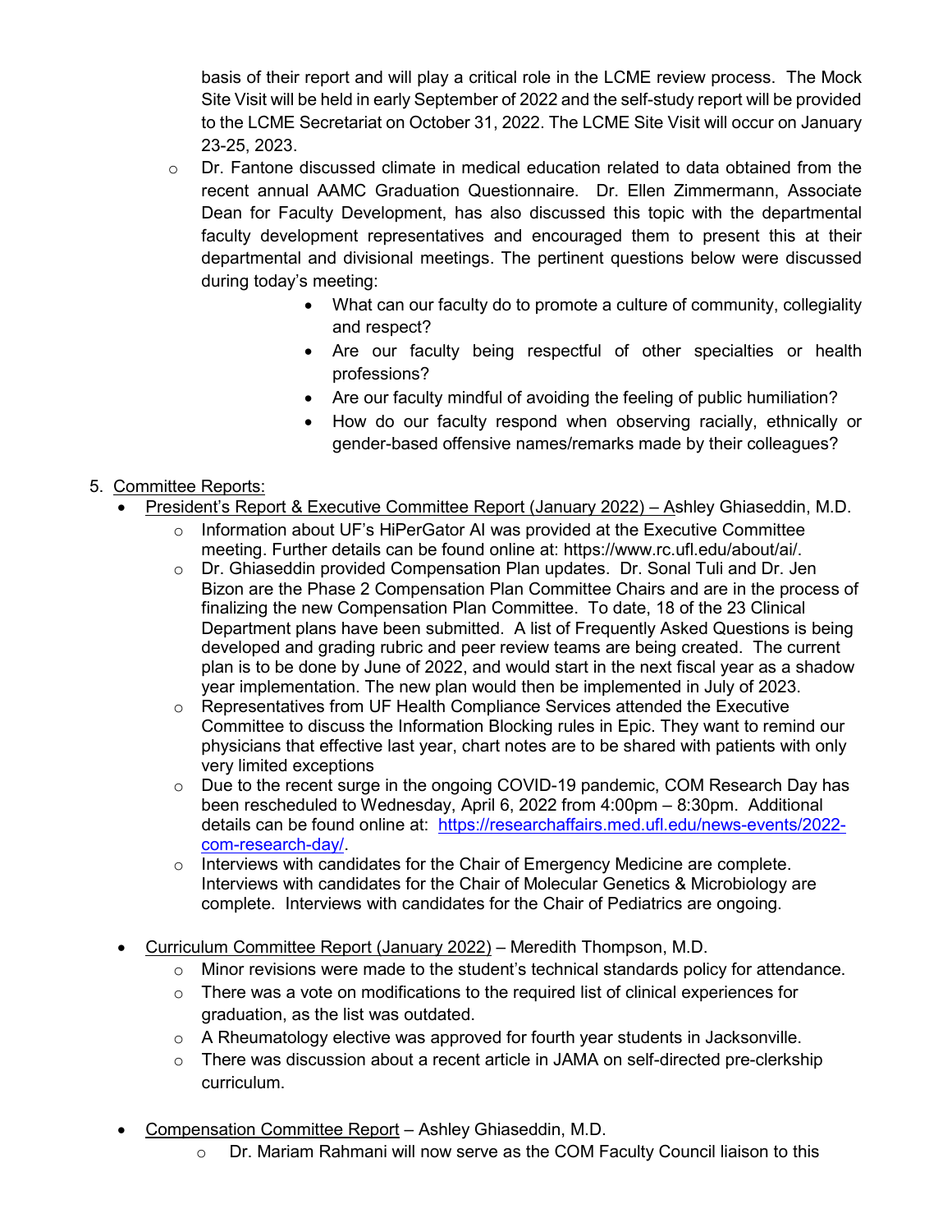basis of their report and will play a critical role in the LCME review process. The Mock Site Visit will be held in early September of 2022 and the self-study report will be provided to the LCME Secretariat on October 31, 2022. The LCME Site Visit will occur on January 23-25, 2023.

- Dr. Fantone discussed climate in medical education related to data obtained from the recent annual AAMC Graduation Questionnaire. Dr. Ellen Zimmermann, Associate Dean for Faculty Development, has also discussed this topic with the departmental faculty development representatives and encouraged them to present this at their departmental and divisional meetings. The pertinent questions below were discussed during today's meeting:
  - What can our faculty do to promote a culture of community, collegiality and respect?
  - Are our faculty being respectful of other specialties or health professions?
  - Are our faculty mindful of avoiding the feeling of public humiliation?
  - How do our faculty respond when observing racially, ethnically or gender-based offensive names/remarks made by their colleagues?

5. Committee Reports:
   - President's Report & Executive Committee Report (January 2022) – Ashley Ghiaseddin, M.D.
     - Information about UF's HiPerGator AI was provided at the Executive Committee meeting. Further details can be found online at: https://www.rc.ufl.edu/about/ai/.
     - Dr. Ghiaseddin provided Compensation Plan updates. Dr. Sonal Tuli and Dr. Jen Bizon are the Phase 2 Compensation Plan Committee Chairs and are in the process of finalizing the new Compensation Plan Committee. To date, 18 of the 23 Clinical Department plans have been submitted. A list of Frequently Asked Questions is being developed and grading rubric and peer review teams are being created. The current plan is to be done by June of 2022, and would start in the next fiscal year as a shadow year implementation. The new plan would then be implemented in July of 2023.
     - Representatives from UF Health Compliance Services attended the Executive Committee to discuss the Information Blocking rules in Epic. They want to remind our physicians that effective last year, chart notes are to be shared with patients with only very limited exceptions
     - Due to the recent surge in the ongoing COVID-19 pandemic, COM Research Day has been rescheduled to Wednesday, April 6, 2022 from 4:00pm – 8:30pm. Additional details can be found online at: https://researchaffairs.med.ufl.edu/news-events/2022-com-research-day/.
     - Interviews with candidates for the Chair of Emergency Medicine are complete. Interviews with candidates for the Chair of Molecular Genetics & Microbiology are complete. Interviews with candidates for the Chair of Pediatrics are ongoing.
   - Curriculum Committee Report (January 2022) – Meredith Thompson, M.D.
     - Minor revisions were made to the student's technical standards policy for attendance.
     - There was a vote on modifications to the required list of clinical experiences for graduation, as the list was outdated.
     - A Rheumatology elective was approved for fourth year students in Jacksonville.
     - There was discussion about a recent article in JAMA on self-directed pre-clerkship curriculum.
   - Compensation Committee Report – Ashley Ghiaseddin, M.D.
     - Dr. Mariam Rahmani will now serve as the COM Faculty Council liaison to this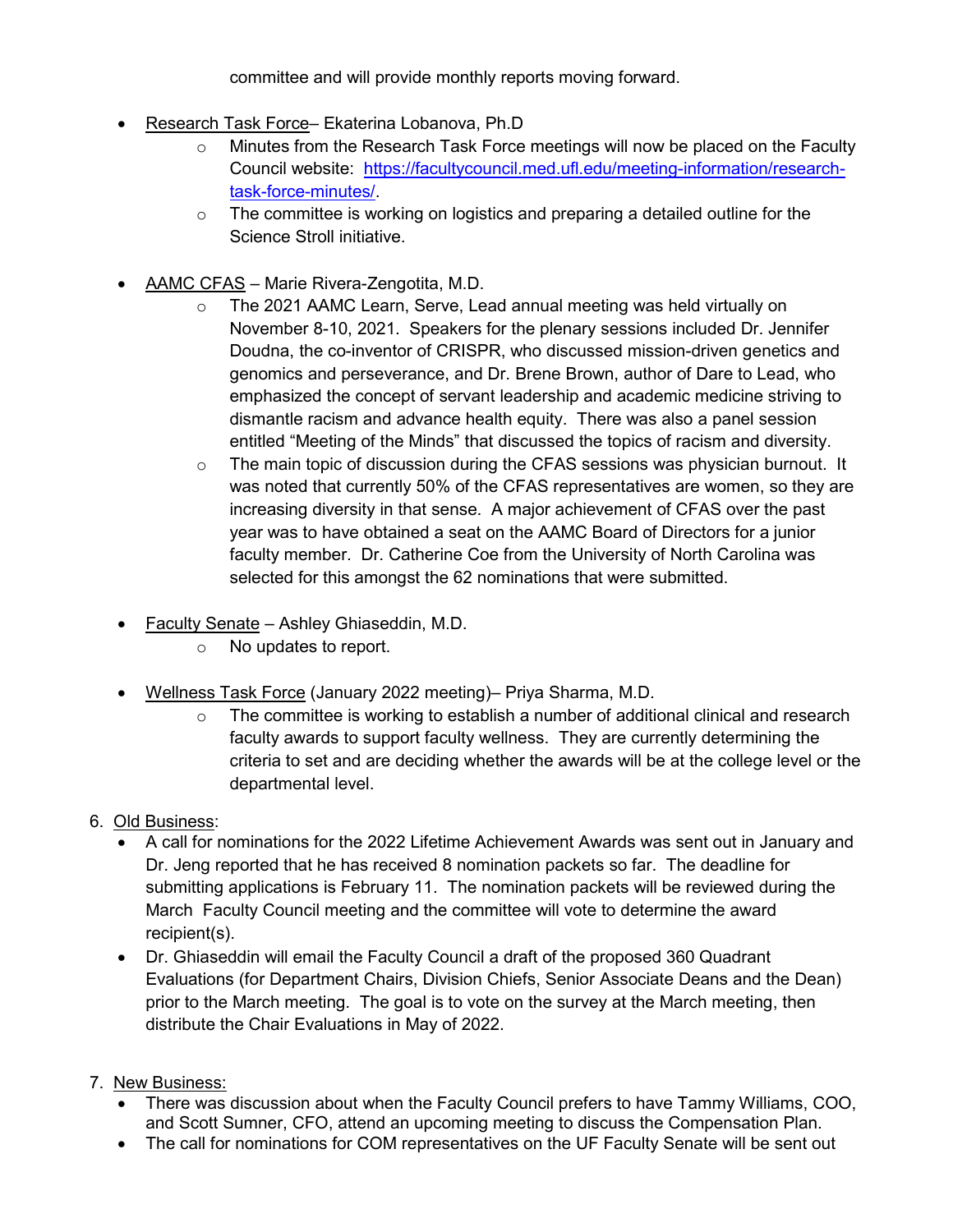committee and will provide monthly reports moving forward.

- Research Task Force– Ekaterina Lobanova, Ph.D
    - Minutes from the Research Task Force meetings will now be placed on the Faculty Council website: https://facultycouncil.med.ufl.edu/meeting-information/research-task-force-minutes/.
    - The committee is working on logistics and preparing a detailed outline for the Science Stroll initiative.

- AAMC CFAS – Marie Rivera-Zengotita, M.D.
    - The 2021 AAMC Learn, Serve, Lead annual meeting was held virtually on November 8-10, 2021. Speakers for the plenary sessions included Dr. Jennifer Doudna, the co-inventor of CRISPR, who discussed mission-driven genetics and genomics and perseverance, and Dr. Brene Brown, author of Dare to Lead, who emphasized the concept of servant leadership and academic medicine striving to dismantle racism and advance health equity. There was also a panel session entitled "Meeting of the Minds" that discussed the topics of racism and diversity.
    - The main topic of discussion during the CFAS sessions was physician burnout. It was noted that currently 50% of the CFAS representatives are women, so they are increasing diversity in that sense. A major achievement of CFAS over the past year was to have obtained a seat on the AAMC Board of Directors for a junior faculty member. Dr. Catherine Coe from the University of North Carolina was selected for this amongst the 62 nominations that were submitted.

- Faculty Senate – Ashley Ghiaseddin, M.D.
    - No updates to report.

- Wellness Task Force (January 2022 meeting)– Priya Sharma, M.D.
    - The committee is working to establish a number of additional clinical and research faculty awards to support faculty wellness. They are currently determining the criteria to set and are deciding whether the awards will be at the college level or the departmental level.

6. Old Business:
    - A call for nominations for the 2022 Lifetime Achievement Awards was sent out in January and Dr. Jeng reported that he has received 8 nomination packets so far. The deadline for submitting applications is February 11. The nomination packets will be reviewed during the March Faculty Council meeting and the committee will vote to determine the award recipient(s).
    - Dr. Ghiaseddin will email the Faculty Council a draft of the proposed 360 Quadrant Evaluations (for Department Chairs, Division Chiefs, Senior Associate Deans and the Dean) prior to the March meeting. The goal is to vote on the survey at the March meeting, then distribute the Chair Evaluations in May of 2022.

7. New Business:
    - There was discussion about when the Faculty Council prefers to have Tammy Williams, COO, and Scott Sumner, CFO, attend an upcoming meeting to discuss the Compensation Plan.
    - The call for nominations for COM representatives on the UF Faculty Senate will be sent out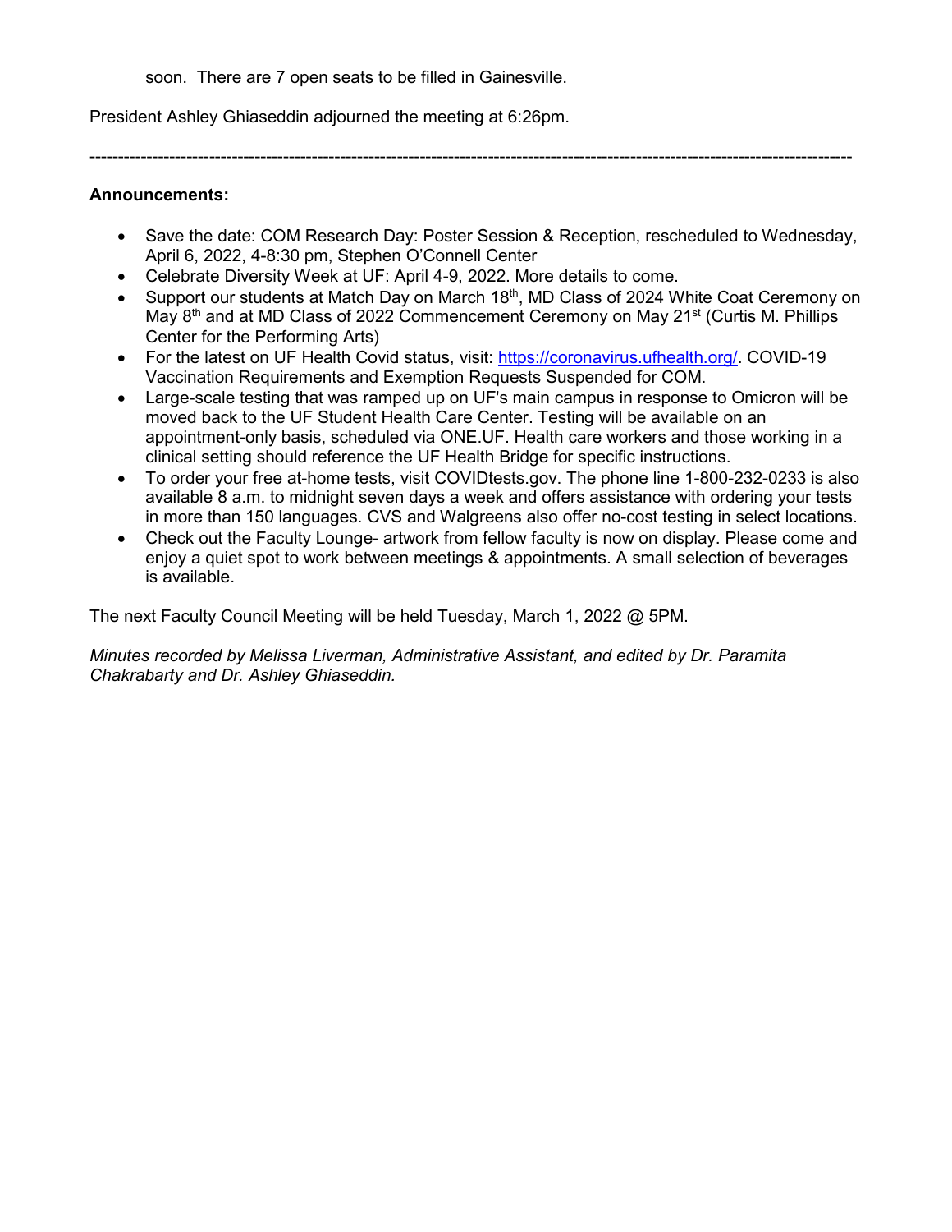soon. There are 7 open seats to be filled in Gainesville.

President Ashley Ghiaseddin adjourned the meeting at 6:26pm.

---

**Announcements:**

- Save the date: COM Research Day: Poster Session & Reception, rescheduled to Wednesday, April 6, 2022, 4-8:30 pm, Stephen O'Connell Center
- Celebrate Diversity Week at UF: April 4-9, 2022. More details to come.
- Support our students at Match Day on March 18th, MD Class of 2024 White Coat Ceremony on May 8th and at MD Class of 2022 Commencement Ceremony on May 21st (Curtis M. Phillips Center for the Performing Arts)
- For the latest on UF Health Covid status, visit: [https://coronavirus.ufhealth.org/](https://coronavirus.ufhealth.org/). COVID-19 Vaccination Requirements and Exemption Requests Suspended for COM.
- Large-scale testing that was ramped up on UF's main campus in response to Omicron will be moved back to the UF Student Health Care Center. Testing will be available on an appointment-only basis, scheduled via ONE.UF. Health care workers and those working in a clinical setting should reference the UF Health Bridge for specific instructions.
- To order your free at-home tests, visit COVIDtests.gov. The phone line 1-800-232-0233 is also available 8 a.m. to midnight seven days a week and offers assistance with ordering your tests in more than 150 languages. CVS and Walgreens also offer no-cost testing in select locations.
- Check out the Faculty Lounge- artwork from fellow faculty is now on display. Please come and enjoy a quiet spot to work between meetings & appointments. A small selection of beverages is available.

The next Faculty Council Meeting will be held Tuesday, March 1, 2022 @ 5PM.

*Minutes recorded by Melissa Liverman, Administrative Assistant, and edited by Dr. Paramita Chakrabarty and Dr. Ashley Ghiaseddin.*